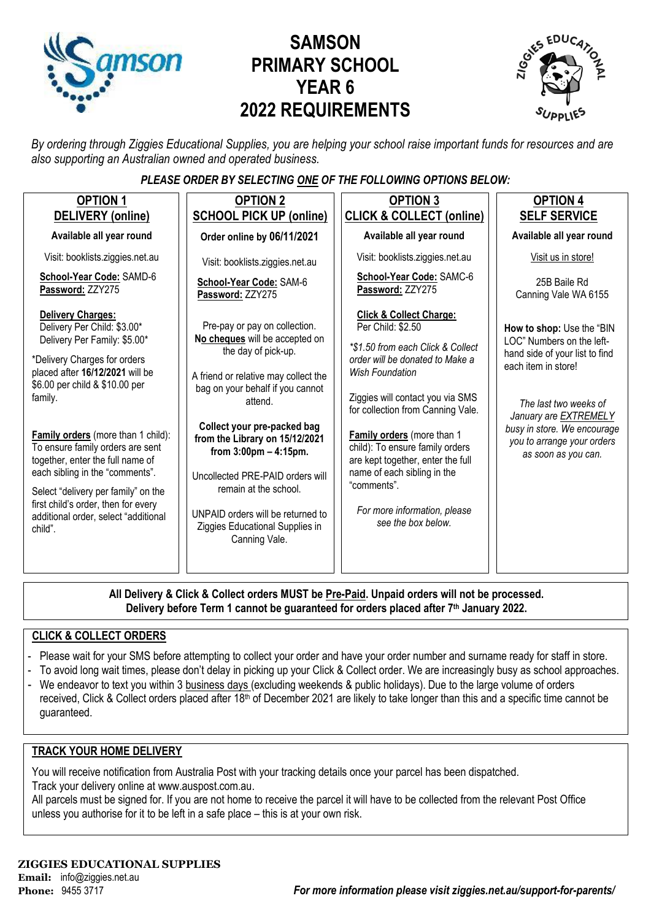# SAMSON PRIMARY SCHOOL YEAR 6 2022 REQUIREMENTS

*By ordering through Ziggies Educational Supplies, you are helping your school raise important funds for resources and are also supporting an Australian owned and operated business.*

***PLEASE ORDER BY SELECTING ONE OF THE FOLLOWING OPTIONS BELOW:***

## OPTION 1 DELIVERY (online)

**Available all year round**

Visit: booklists.ziggies.net.au

**School-Year Code:** SAMD-6
**Password:** ZZY275

**Delivery Charges:**
Delivery Per Child: $3.00*
Delivery Per Family: $5.00*

*Delivery Charges for orders placed after **16/12/2021** will be $6.00 per child & $10.00 per family.

**Family orders** (more than 1 child): To ensure family orders are sent together, enter the full name of each sibling in the "comments".

Select "delivery per family" on the first child's order, then for every additional order, select "additional child".

## OPTION 2 SCHOOL PICK UP (online)

**Order online by 06/11/2021**

Visit: booklists.ziggies.net.au

**School-Year Code:** SAM-6
**Password:** ZZY275

Pre-pay or pay on collection. **No cheques** will be accepted on the day of pick-up.

A friend or relative may collect the bag on your behalf if you cannot attend.

**Collect your pre-packed bag from the Library on 15/12/2021 from 3:00pm – 4:15pm.**

Uncollected PRE-PAID orders will remain at the school.

UNPAID orders will be returned to Ziggies Educational Supplies in Canning Vale.

## OPTION 3 CLICK & COLLECT (online)

**Available all year round**

Visit: booklists.ziggies.net.au

**School-Year Code:** SAMC-6
**Password:** ZZY275

**Click & Collect Charge:**
Per Child: $2.50

*\*$1.50 from each Click & Collect order will be donated to Make a Wish Foundation*

Ziggies will contact you via SMS for collection from Canning Vale.

**Family orders** (more than 1 child): To ensure family orders are kept together, enter the full name of each sibling in the "comments".

*For more information, please see the box below.*

## OPTION 4 SELF SERVICE

**Available all year round**

Visit us in store!

25B Baile Rd
Canning Vale WA 6155

**How to shop:** Use the "BIN LOC" Numbers on the left-hand side of your list to find each item in store!

*The last two weeks of January are EXTREMELY busy in store. We encourage you to arrange your orders as soon as you can.*

---

**All Delivery & Click & Collect orders MUST be Pre-Paid. Unpaid orders will not be processed.**
**Delivery before Term 1 cannot be guaranteed for orders placed after 7th January 2022.**

## CLICK & COLLECT ORDERS

- Please wait for your SMS before attempting to collect your order and have your order number and surname ready for staff in store.
- To avoid long wait times, please don't delay in picking up your Click & Collect order. We are increasingly busy as school approaches.
- We endeavor to text you within 3 business days (excluding weekends & public holidays). Due to the large volume of orders received, Click & Collect orders placed after 18th of December 2021 are likely to take longer than this and a specific time cannot be guaranteed.

## TRACK YOUR HOME DELIVERY

You will receive notification from Australia Post with your tracking details once your parcel has been dispatched.
Track your delivery online at www.auspost.com.au.
All parcels must be signed for. If you are not home to receive the parcel it will have to be collected from the relevant Post Office unless you authorise for it to be left in a safe place – this is at your own risk.

**ZIGGIES EDUCATIONAL SUPPLIES**
**Email:** info@ziggies.net.au
**Phone:** 9455 3717

***For more information please visit ziggies.net.au/support-for-parents/***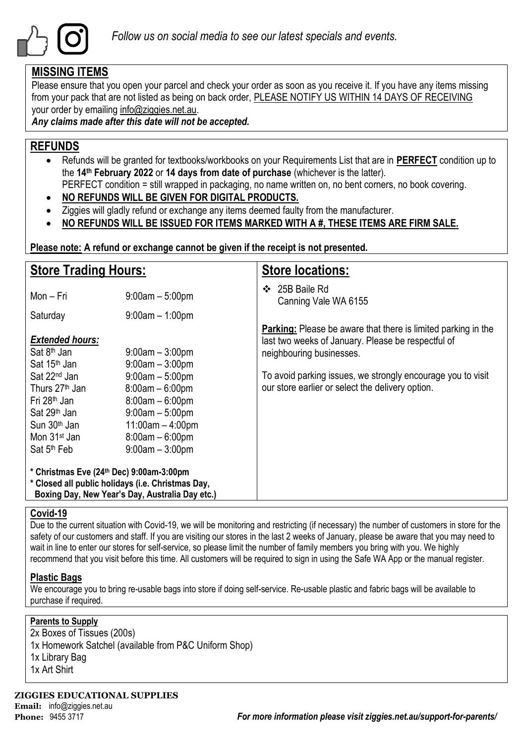*Follow us on social media to see our latest specials and events.*

## MISSING ITEMS

Please ensure that you open your parcel and check your order as soon as you receive it. If you have any items missing from your pack that are not listed as being on back order, PLEASE NOTIFY US WITHIN 14 DAYS OF RECEIVING your order by emailing info@ziggies.net.au.

***Any claims made after this date will not be accepted.***

## REFUNDS

- Refunds will be granted for textbooks/workbooks on your Requirements List that are in **PERFECT** condition up to the **14th February 2022** or **14 days from date of purchase** (whichever is the latter).
  PERFECT condition = still wrapped in packaging, no name written on, no bent corners, no book covering.
- **NO REFUNDS WILL BE GIVEN FOR DIGITAL PRODUCTS.**
- Ziggies will gladly refund or exchange any items deemed faulty from the manufacturer.
- **NO REFUNDS WILL BE ISSUED FOR ITEMS MARKED WITH A #, THESE ITEMS ARE FIRM SALE.**

**Please note: A refund or exchange cannot be given if the receipt is not presented.**

## Store Trading Hours:

| | |
|---|---|
| Mon – Fri | 9:00am – 5:00pm |
| Saturday | 9:00am – 1:00pm |

***Extended hours:***

| | |
|---|---|
| Sat 8th Jan | 9:00am – 3:00pm |
| Sat 15th Jan | 9:00am – 3:00pm |
| Sat 22nd Jan | 9:00am – 5:00pm |
| Thurs 27th Jan | 8:00am – 6:00pm |
| Fri 28th Jan | 8:00am – 6:00pm |
| Sat 29th Jan | 9:00am – 5:00pm |
| Sun 30th Jan | 11:00am – 4:00pm |
| Mon 31st Jan | 8:00am – 6:00pm |
| Sat 5th Feb | 9:00am – 3:00pm |

**\* Christmas Eve (24th Dec) 9:00am-3:00pm**
**\* Closed all public holidays (i.e. Christmas Day, Boxing Day, New Year's Day, Australia Day etc.)**

## Store locations:

- 25B Baile Rd
  Canning Vale WA 6155

**Parking:** Please be aware that there is limited parking in the last two weeks of January. Please be respectful of neighbouring businesses.

To avoid parking issues, we strongly encourage you to visit our store earlier or select the delivery option.

### Covid-19

Due to the current situation with Covid-19, we will be monitoring and restricting (if necessary) the number of customers in store for the safety of our customers and staff. If you are visiting our stores in the last 2 weeks of January, please be aware that you may need to wait in line to enter our stores for self-service, so please limit the number of family members you bring with you. We highly recommend that you visit before this time. All customers will be required to sign in using the Safe WA App or the manual register.

### Plastic Bags

We encourage you to bring re-usable bags into store if doing self-service. Re-usable plastic and fabric bags will be available to purchase if required.

### Parents to Supply

2x Boxes of Tissues (200s)
1x Homework Satchel (available from P&C Uniform Shop)
1x Library Bag
1x Art Shirt

**ZIGGIES EDUCATIONAL SUPPLIES**
**Email:** info@ziggies.net.au
**Phone:** 9455 3717

***For more information please visit ziggies.net.au/support-for-parents/***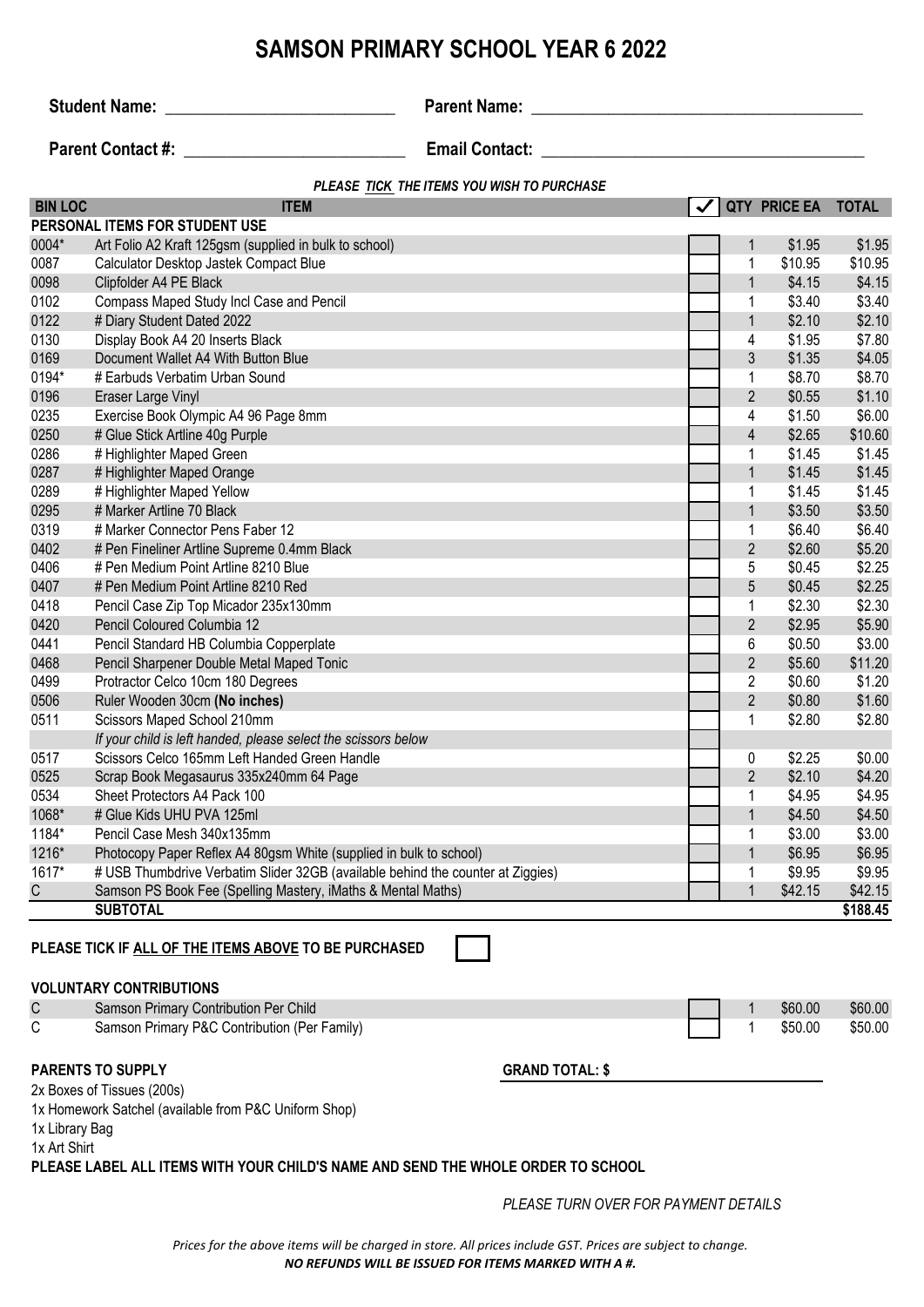# SAMSON PRIMARY SCHOOL YEAR 6 2022

**Student Name:** ___________________________ **Parent Name:** ________________________________________

**Parent Contact #:** _________________________ **Email Contact:** _____________________________________

***PLEASE TICK THE ITEMS YOU WISH TO PURCHASE***

| BIN LOC | ITEM | ✓ | QTY | PRICE EA | TOTAL |
|---|---|---|---|---|---|
| **PERSONAL ITEMS FOR STUDENT USE** | | | | | |
| 0004* | Art Folio A2 Kraft 125gsm (supplied in bulk to school) | | 1 | $1.95 | $1.95 |
| 0087 | Calculator Desktop Jastek Compact Blue | | 1 | $10.95 | $10.95 |
| 0098 | Clipfolder A4 PE Black | | 1 | $4.15 | $4.15 |
| 0102 | Compass Maped Study Incl Case and Pencil | | 1 | $3.40 | $3.40 |
| 0122 | # Diary Student Dated 2022 | | 1 | $2.10 | $2.10 |
| 0130 | Display Book A4 20 Inserts Black | | 4 | $1.95 | $7.80 |
| 0169 | Document Wallet A4 With Button Blue | | 3 | $1.35 | $4.05 |
| 0194* | # Earbuds Verbatim Urban Sound | | 1 | $8.70 | $8.70 |
| 0196 | Eraser Large Vinyl | | 2 | $0.55 | $1.10 |
| 0235 | Exercise Book Olympic A4 96 Page 8mm | | 4 | $1.50 | $6.00 |
| 0250 | # Glue Stick Artline 40g Purple | | 4 | $2.65 | $10.60 |
| 0286 | # Highlighter Maped Green | | 1 | $1.45 | $1.45 |
| 0287 | # Highlighter Maped Orange | | 1 | $1.45 | $1.45 |
| 0289 | # Highlighter Maped Yellow | | 1 | $1.45 | $1.45 |
| 0295 | # Marker Artline 70 Black | | 1 | $3.50 | $3.50 |
| 0319 | # Marker Connector Pens Faber 12 | | 1 | $6.40 | $6.40 |
| 0402 | # Pen Fineliner Artline Supreme 0.4mm Black | | 2 | $2.60 | $5.20 |
| 0406 | # Pen Medium Point Artline 8210 Blue | | 5 | $0.45 | $2.25 |
| 0407 | # Pen Medium Point Artline 8210 Red | | 5 | $0.45 | $2.25 |
| 0418 | Pencil Case Zip Top Micador 235x130mm | | 1 | $2.30 | $2.30 |
| 0420 | Pencil Coloured Columbia 12 | | 2 | $2.95 | $5.90 |
| 0441 | Pencil Standard HB Columbia Copperplate | | 6 | $0.50 | $3.00 |
| 0468 | Pencil Sharpener Double Metal Maped Tonic | | 2 | $5.60 | $11.20 |
| 0499 | Protractor Celco 10cm 180 Degrees | | 2 | $0.60 | $1.20 |
| 0506 | Ruler Wooden 30cm **(No inches)** | | 2 | $0.80 | $1.60 |
| 0511 | Scissors Maped School 210mm | | 1 | $2.80 | $2.80 |
| | *If your child is left handed, please select the scissors below* | | | | |
| 0517 | Scissors Celco 165mm Left Handed Green Handle | | 0 | $2.25 | $0.00 |
| 0525 | Scrap Book Megasaurus 335x240mm 64 Page | | 2 | $2.10 | $4.20 |
| 0534 | Sheet Protectors A4 Pack 100 | | 1 | $4.95 | $4.95 |
| 1068* | # Glue Kids UHU PVA 125ml | | 1 | $4.50 | $4.50 |
| 1184* | Pencil Case Mesh 340x135mm | | 1 | $3.00 | $3.00 |
| 1216* | Photocopy Paper Reflex A4 80gsm White (supplied in bulk to school) | | 1 | $6.95 | $6.95 |
| 1617* | # USB Thumbdrive Verbatim Slider 32GB (available behind the counter at Ziggies) | | 1 | $9.95 | $9.95 |
| C | Samson PS Book Fee (Spelling Mastery, iMaths & Mental Maths) | | 1 | $42.15 | $42.15 |
| | **SUBTOTAL** | | | | **$188.45** |

**PLEASE TICK IF ALL OF THE ITEMS ABOVE TO BE PURCHASED** ☐

**VOLUNTARY CONTRIBUTIONS**

| | | ✓ | QTY | PRICE EA | TOTAL |
|---|---|---|---|---|---|
| C | Samson Primary Contribution Per Child | | 1 | $60.00 | $60.00 |
| C | Samson Primary P&C Contribution (Per Family) | | 1 | $50.00 | $50.00 |

**PARENTS TO SUPPLY**

**GRAND TOTAL: $** ______________________

2x Boxes of Tissues (200s)
1x Homework Satchel (available from P&C Uniform Shop)
1x Library Bag
1x Art Shirt

**PLEASE LABEL ALL ITEMS WITH YOUR CHILD'S NAME AND SEND THE WHOLE ORDER TO SCHOOL**

*PLEASE TURN OVER FOR PAYMENT DETAILS*

*Prices for the above items will be charged in store. All prices include GST. Prices are subject to change.*
***NO REFUNDS WILL BE ISSUED FOR ITEMS MARKED WITH A #.***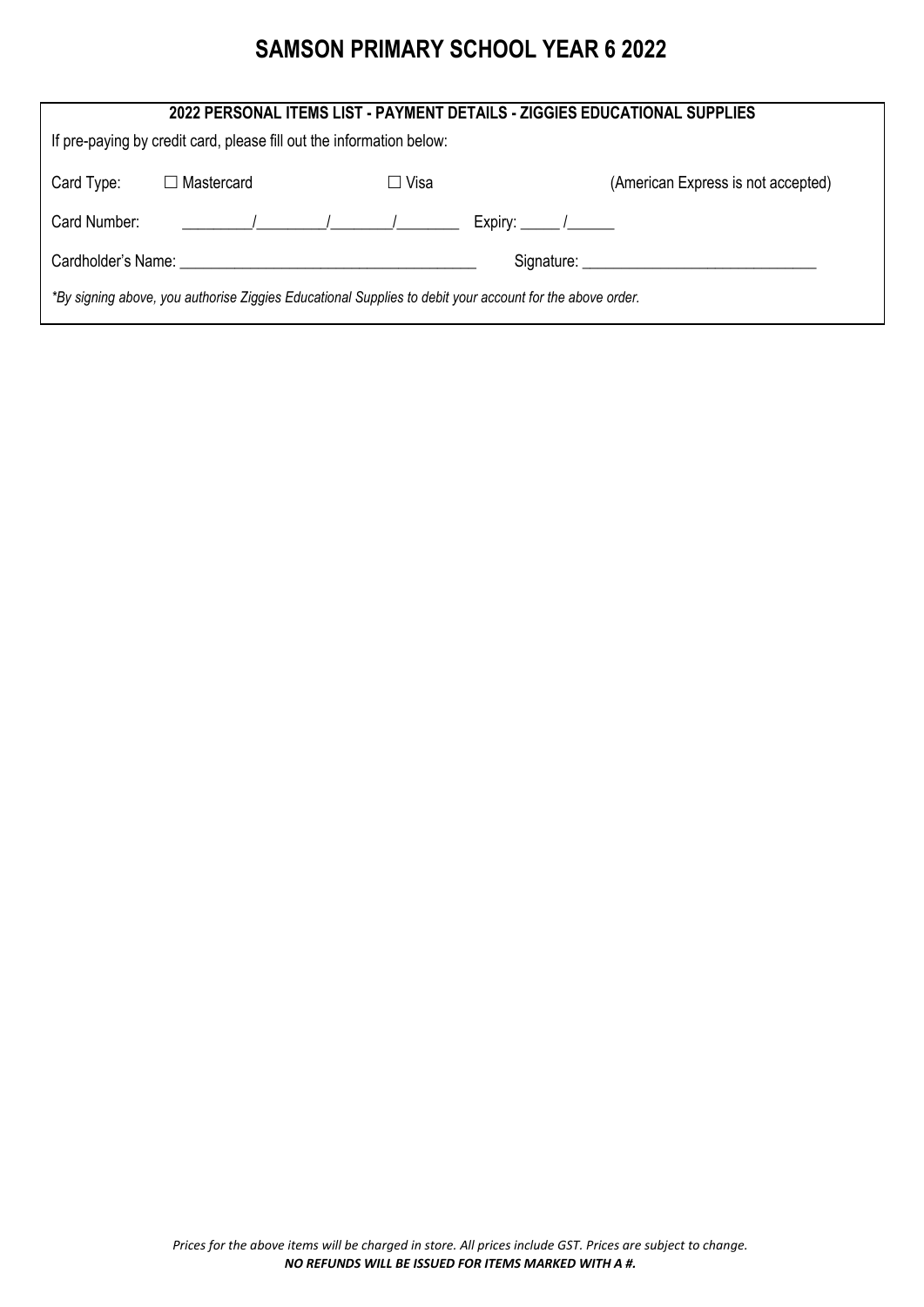# SAMSON PRIMARY SCHOOL YEAR 6 2022

**2022 PERSONAL ITEMS LIST - PAYMENT DETAILS - ZIGGIES EDUCATIONAL SUPPLIES**

If pre-paying by credit card, please fill out the information below:

Card Type: ☐ Mastercard ☐ Visa (American Express is not accepted)

Card Number: _________/_________/________/________ Expiry: _____ /______

Cardholder's Name: ______________________________________ Signature: ______________________________

*\*By signing above, you authorise Ziggies Educational Supplies to debit your account for the above order.*

*Prices for the above items will be charged in store. All prices include GST. Prices are subject to change.*

***NO REFUNDS WILL BE ISSUED FOR ITEMS MARKED WITH A #.***